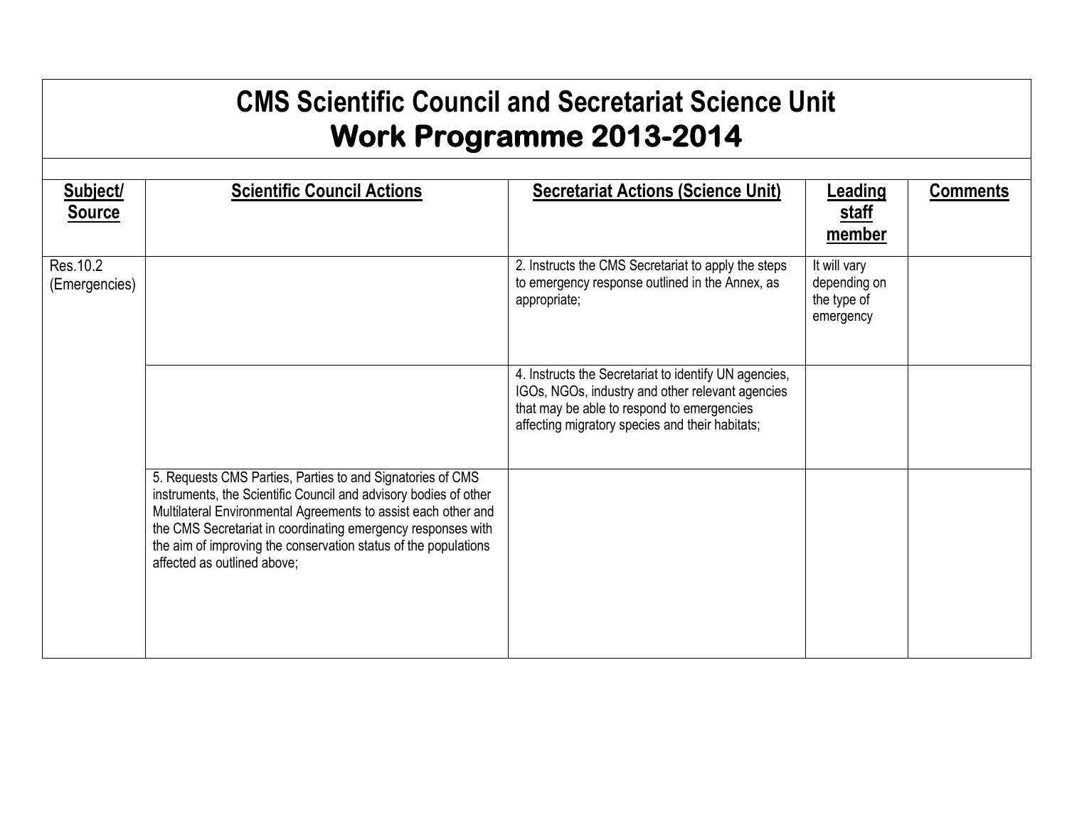# CMS Scientific Council and Secretariat Science Unit
## Work Programme 2013-2014

| Subject/ Source | Scientific Council Actions | Secretariat Actions (Science Unit) | Leading staff member | Comments |
|---|---|---|---|---|
| Res.10.2 (Emergencies) | | 2. Instructs the CMS Secretariat to apply the steps to emergency response outlined in the Annex, as appropriate; | It will vary depending on the type of emergency | |
| | | 4. Instructs the Secretariat to identify UN agencies, IGOs, NGOs, industry and other relevant agencies that may be able to respond to emergencies affecting migratory species and their habitats; | | |
| | 5. Requests CMS Parties, Parties to and Signatories of CMS instruments, the Scientific Council and advisory bodies of other Multilateral Environmental Agreements to assist each other and the CMS Secretariat in coordinating emergency responses with the aim of improving the conservation status of the populations affected as outlined above; | | | |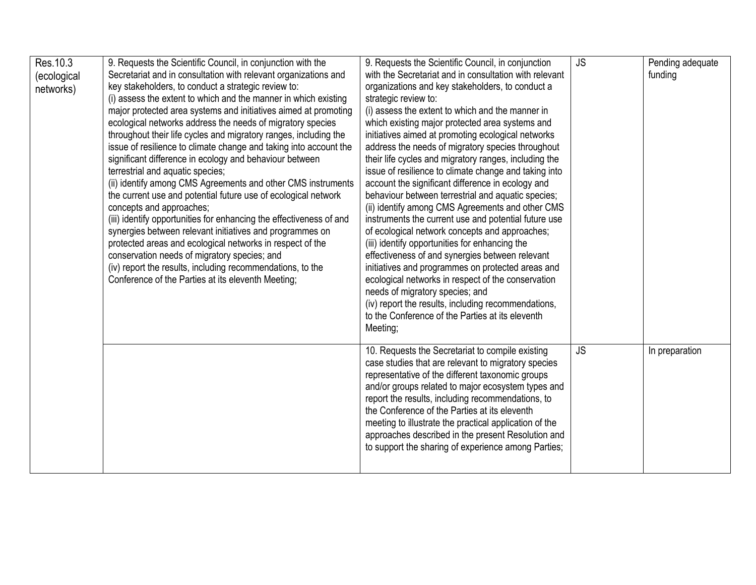| Res.10.3 (ecological networks) | 9. Requests the Scientific Council, in conjunction with the Secretariat and in consultation with relevant organizations and key stakeholders, to conduct a strategic review to:<br>(i) assess the extent to which and the manner in which existing major protected area systems and initiatives aimed at promoting ecological networks address the needs of migratory species throughout their life cycles and migratory ranges, including the issue of resilience to climate change and taking into account the significant difference in ecology and behaviour between terrestrial and aquatic species;<br>(ii) identify among CMS Agreements and other CMS instruments the current use and potential future use of ecological network concepts and approaches;<br>(iii) identify opportunities for enhancing the effectiveness of and synergies between relevant initiatives and programmes on protected areas and ecological networks in respect of the conservation needs of migratory species; and<br>(iv) report the results, including recommendations, to the Conference of the Parties at its eleventh Meeting; | 9. Requests the Scientific Council, in conjunction with the Secretariat and in consultation with relevant organizations and key stakeholders, to conduct a strategic review to:<br>(i) assess the extent to which and the manner in which existing major protected area systems and initiatives aimed at promoting ecological networks address the needs of migratory species throughout their life cycles and migratory ranges, including the issue of resilience to climate change and taking into account the significant difference in ecology and behaviour between terrestrial and aquatic species;<br>(ii) identify among CMS Agreements and other CMS instruments the current use and potential future use of ecological network concepts and approaches;<br>(iii) identify opportunities for enhancing the effectiveness of and synergies between relevant initiatives and programmes on protected areas and ecological networks in respect of the conservation needs of migratory species; and<br>(iv) report the results, including recommendations, to the Conference of the Parties at its eleventh Meeting; | JS | Pending adequate funding |
|---|---|---|---|---|
| | | 10. Requests the Secretariat to compile existing case studies that are relevant to migratory species representative of the different taxonomic groups and/or groups related to major ecosystem types and report the results, including recommendations, to the Conference of the Parties at its eleventh meeting to illustrate the practical application of the approaches described in the present Resolution and to support the sharing of experience among Parties; | JS | In preparation |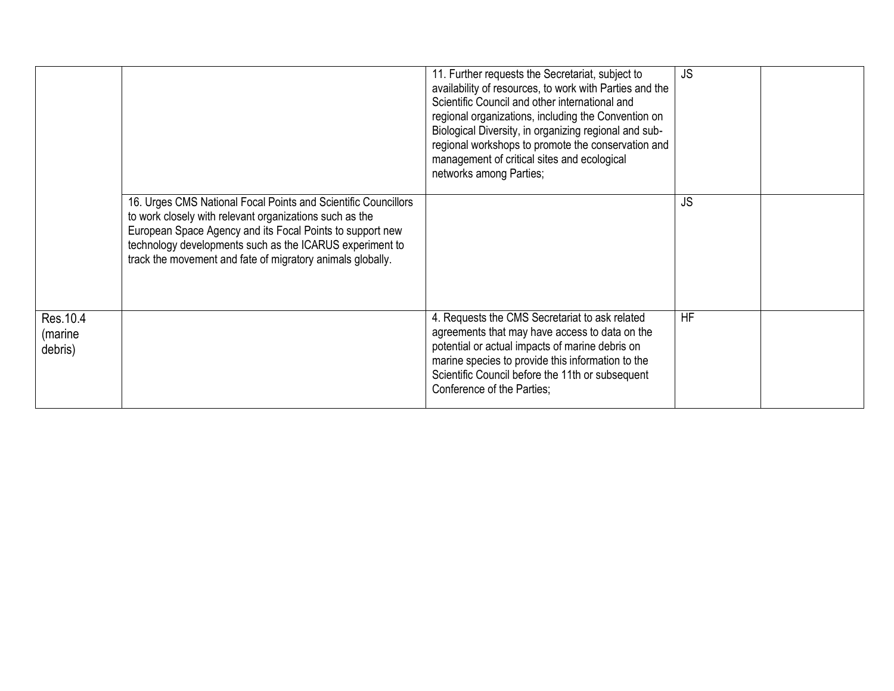| | | | | |
|---|---|---|---|---|
| | | 11. Further requests the Secretariat, subject to availability of resources, to work with Parties and the Scientific Council and other international and regional organizations, including the Convention on Biological Diversity, in organizing regional and sub-regional workshops to promote the conservation and management of critical sites and ecological networks among Parties; | JS | |
| | 16. Urges CMS National Focal Points and Scientific Councillors to work closely with relevant organizations such as the European Space Agency and its Focal Points to support new technology developments such as the ICARUS experiment to track the movement and fate of migratory animals globally. | | JS | |
| Res.10.4 (marine debris) | | 4. Requests the CMS Secretariat to ask related agreements that may have access to data on the potential or actual impacts of marine debris on marine species to provide this information to the Scientific Council before the 11th or subsequent Conference of the Parties; | HF | |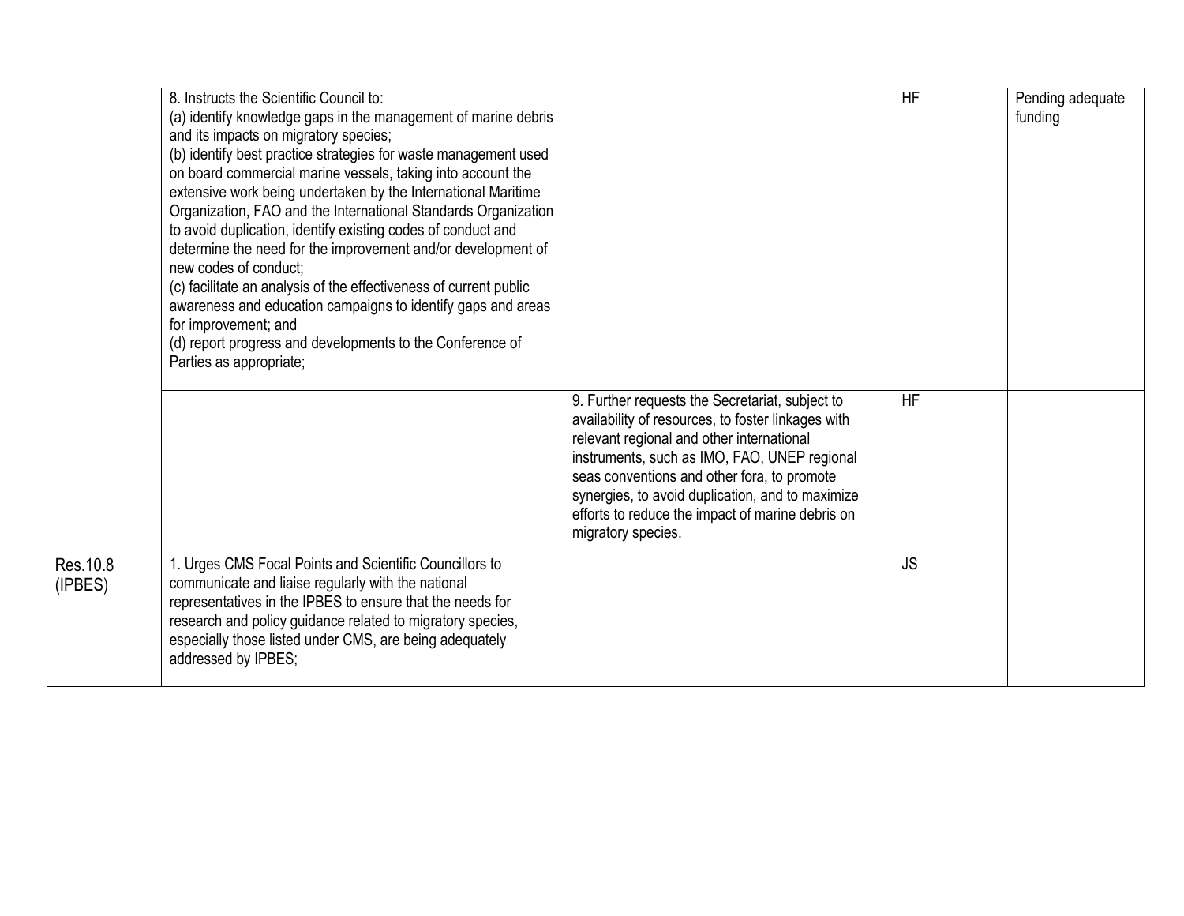| | | | | |
|---|---|---|---|---|
| | 8. Instructs the Scientific Council to:<br>(a) identify knowledge gaps in the management of marine debris and its impacts on migratory species;<br>(b) identify best practice strategies for waste management used on board commercial marine vessels, taking into account the extensive work being undertaken by the International Maritime Organization, FAO and the International Standards Organization to avoid duplication, identify existing codes of conduct and determine the need for the improvement and/or development of new codes of conduct;<br>(c) facilitate an analysis of the effectiveness of current public awareness and education campaigns to identify gaps and areas for improvement; and<br>(d) report progress and developments to the Conference of Parties as appropriate; | | HF | Pending adequate funding |
| | | 9. Further requests the Secretariat, subject to availability of resources, to foster linkages with relevant regional and other international instruments, such as IMO, FAO, UNEP regional seas conventions and other fora, to promote synergies, to avoid duplication, and to maximize efforts to reduce the impact of marine debris on migratory species. | HF | |
| Res.10.8 (IPBES) | 1. Urges CMS Focal Points and Scientific Councillors to communicate and liaise regularly with the national representatives in the IPBES to ensure that the needs for research and policy guidance related to migratory species, especially those listed under CMS, are being adequately addressed by IPBES; | | JS | |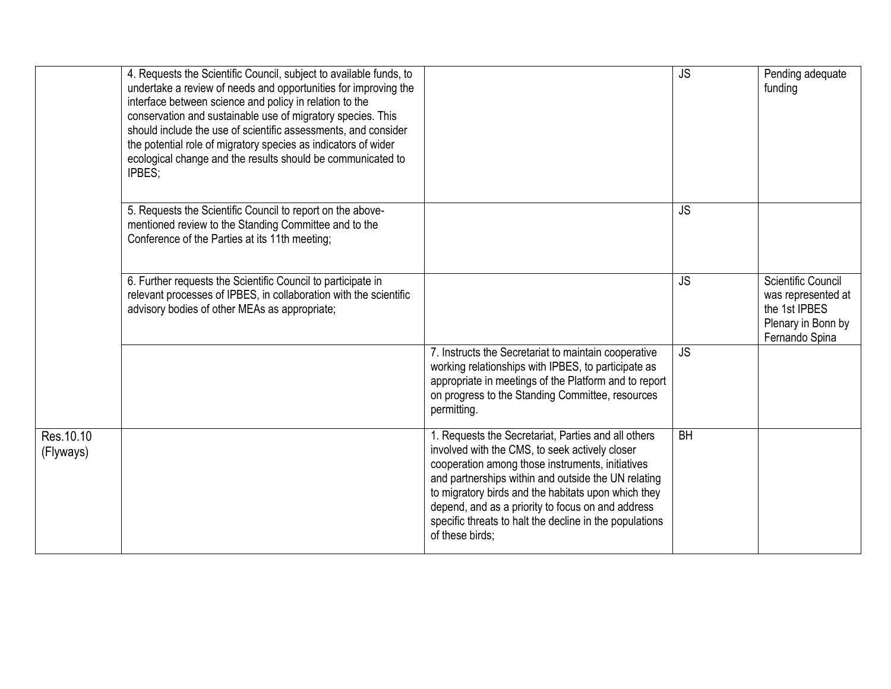| | | | | |
|---|---|---|---|---|
| | 4. Requests the Scientific Council, subject to available funds, to undertake a review of needs and opportunities for improving the interface between science and policy in relation to the conservation and sustainable use of migratory species. This should include the use of scientific assessments, and consider the potential role of migratory species as indicators of wider ecological change and the results should be communicated to IPBES; | | JS | Pending adequate funding |
| | 5. Requests the Scientific Council to report on the above-mentioned review to the Standing Committee and to the Conference of the Parties at its 11th meeting; | | JS | |
| | 6. Further requests the Scientific Council to participate in relevant processes of IPBES, in collaboration with the scientific advisory bodies of other MEAs as appropriate; | | JS | Scientific Council was represented at the 1st IPBES Plenary in Bonn by Fernando Spina |
| | | 7. Instructs the Secretariat to maintain cooperative working relationships with IPBES, to participate as appropriate in meetings of the Platform and to report on progress to the Standing Committee, resources permitting. | JS | |
| Res.10.10 (Flyways) | | 1. Requests the Secretariat, Parties and all others involved with the CMS, to seek actively closer cooperation among those instruments, initiatives and partnerships within and outside the UN relating to migratory birds and the habitats upon which they depend, and as a priority to focus on and address specific threats to halt the decline in the populations of these birds; | BH | |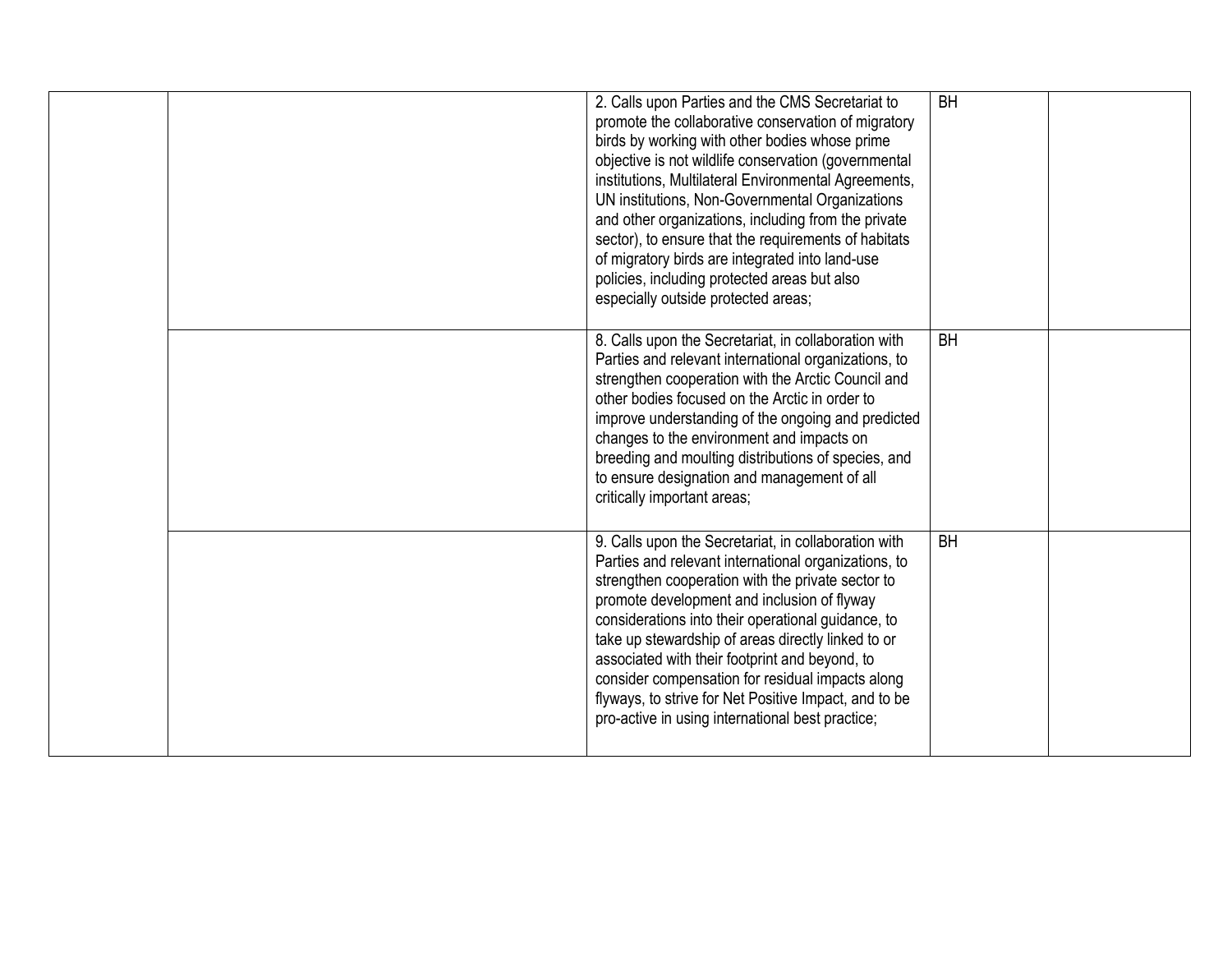| | | | | |
|---|---|---|---|---|
| | | 2. Calls upon Parties and the CMS Secretariat to promote the collaborative conservation of migratory birds by working with other bodies whose prime objective is not wildlife conservation (governmental institutions, Multilateral Environmental Agreements, UN institutions, Non-Governmental Organizations and other organizations, including from the private sector), to ensure that the requirements of habitats of migratory birds are integrated into land-use policies, including protected areas but also especially outside protected areas; | BH | |
| | | 8. Calls upon the Secretariat, in collaboration with Parties and relevant international organizations, to strengthen cooperation with the Arctic Council and other bodies focused on the Arctic in order to improve understanding of the ongoing and predicted changes to the environment and impacts on breeding and moulting distributions of species, and to ensure designation and management of all critically important areas; | BH | |
| | | 9. Calls upon the Secretariat, in collaboration with Parties and relevant international organizations, to strengthen cooperation with the private sector to promote development and inclusion of flyway considerations into their operational guidance, to take up stewardship of areas directly linked to or associated with their footprint and beyond, to consider compensation for residual impacts along flyways, to strive for Net Positive Impact, and to be pro-active in using international best practice; | BH | |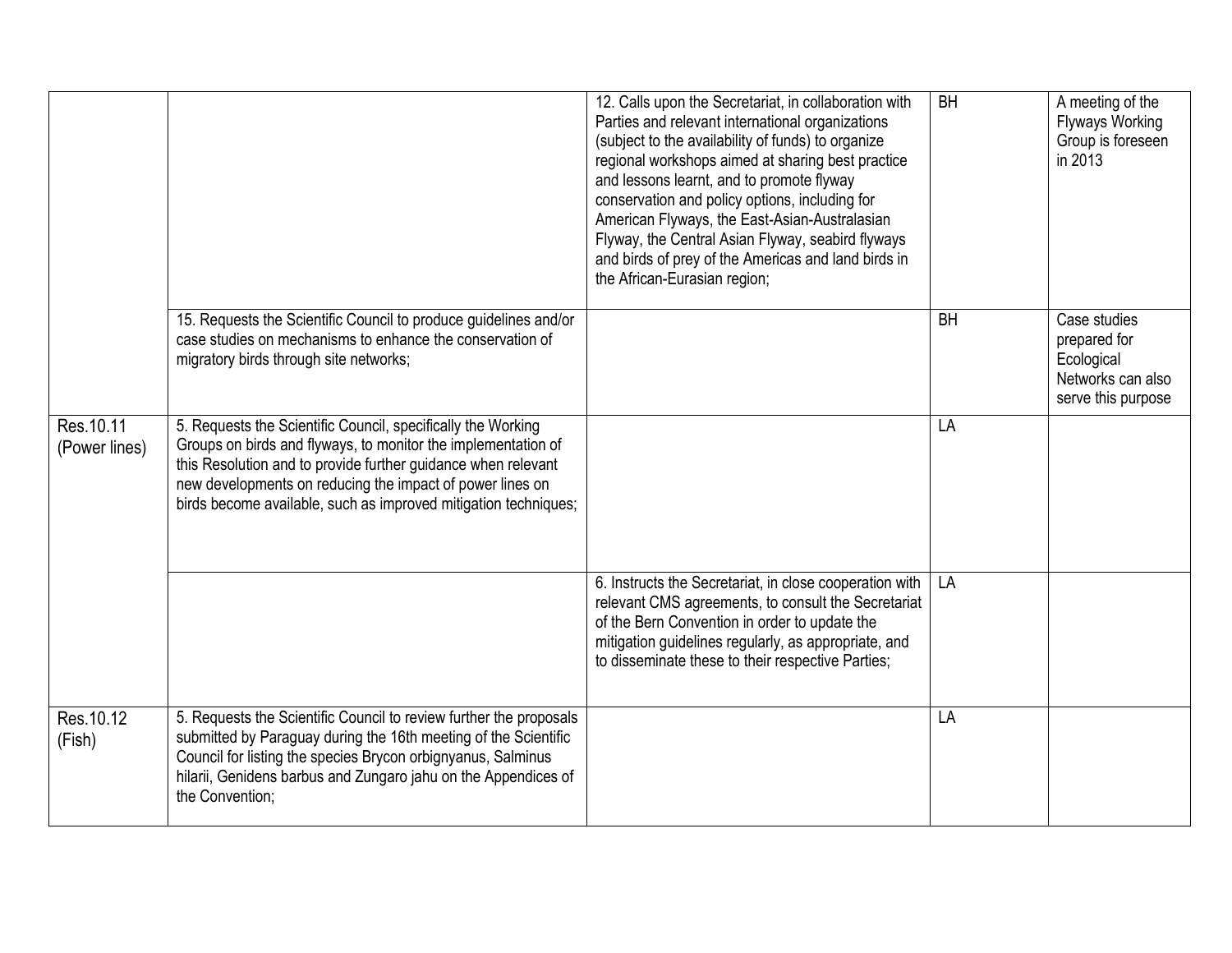| | | | | |
|---|---|---|---|---|
| | | 12. Calls upon the Secretariat, in collaboration with Parties and relevant international organizations (subject to the availability of funds) to organize regional workshops aimed at sharing best practice and lessons learnt, and to promote flyway conservation and policy options, including for American Flyways, the East-Asian-Australasian Flyway, the Central Asian Flyway, seabird flyways and birds of prey of the Americas and land birds in the African-Eurasian region; | BH | A meeting of the Flyways Working Group is foreseen in 2013 |
| | 15. Requests the Scientific Council to produce guidelines and/or case studies on mechanisms to enhance the conservation of migratory birds through site networks; | | BH | Case studies prepared for Ecological Networks can also serve this purpose |
| Res.10.11 (Power lines) | 5. Requests the Scientific Council, specifically the Working Groups on birds and flyways, to monitor the implementation of this Resolution and to provide further guidance when relevant new developments on reducing the impact of power lines on birds become available, such as improved mitigation techniques; | | LA | |
| | | 6. Instructs the Secretariat, in close cooperation with relevant CMS agreements, to consult the Secretariat of the Bern Convention in order to update the mitigation guidelines regularly, as appropriate, and to disseminate these to their respective Parties; | LA | |
| Res.10.12 (Fish) | 5. Requests the Scientific Council to review further the proposals submitted by Paraguay during the 16th meeting of the Scientific Council for listing the species Brycon orbignyanus, Salminus hilarii, Genidens barbus and Zungaro jahu on the Appendices of the Convention; | | LA | |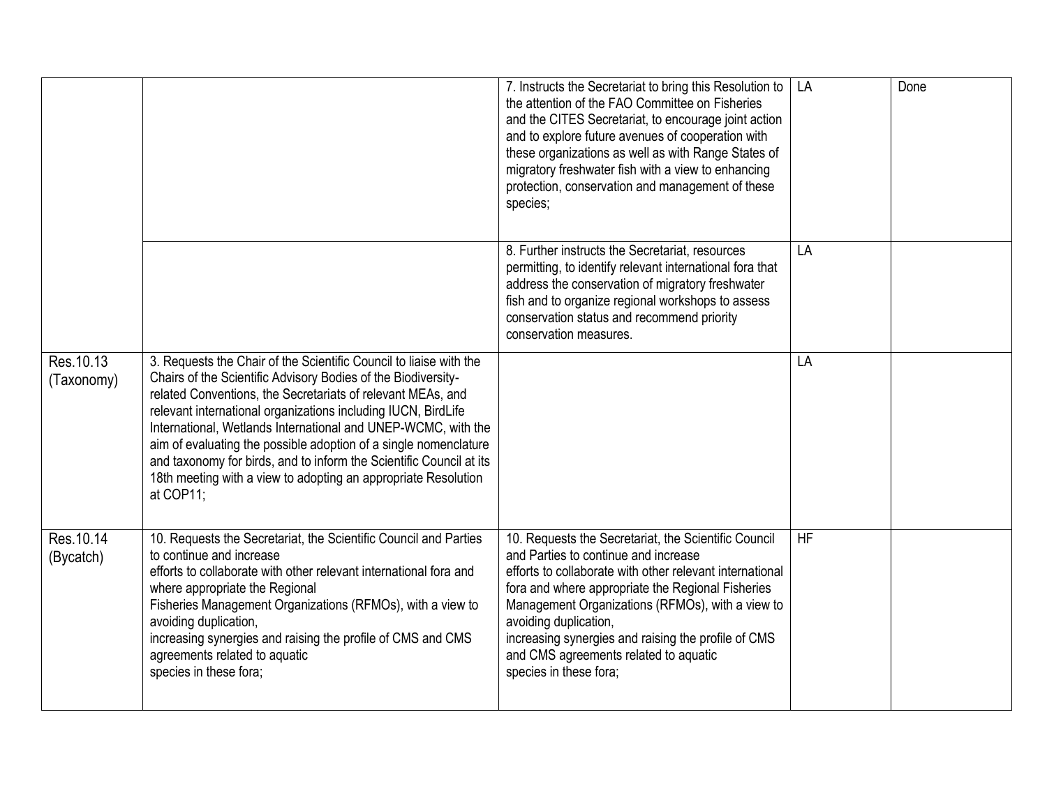| | | | | |
|---|---|---|---|---|
| | | 7. Instructs the Secretariat to bring this Resolution to the attention of the FAO Committee on Fisheries and the CITES Secretariat, to encourage joint action and to explore future avenues of cooperation with these organizations as well as with Range States of migratory freshwater fish with a view to enhancing protection, conservation and management of these species; | LA | Done |
| | | 8. Further instructs the Secretariat, resources permitting, to identify relevant international fora that address the conservation of migratory freshwater fish and to organize regional workshops to assess conservation status and recommend priority conservation measures. | LA | |
| Res.10.13 (Taxonomy) | 3. Requests the Chair of the Scientific Council to liaise with the Chairs of the Scientific Advisory Bodies of the Biodiversity-related Conventions, the Secretariats of relevant MEAs, and relevant international organizations including IUCN, BirdLife International, Wetlands International and UNEP-WCMC, with the aim of evaluating the possible adoption of a single nomenclature and taxonomy for birds, and to inform the Scientific Council at its 18th meeting with a view to adopting an appropriate Resolution at COP11; | | LA | |
| Res.10.14 (Bycatch) | 10. Requests the Secretariat, the Scientific Council and Parties to continue and increase efforts to collaborate with other relevant international fora and where appropriate the Regional Fisheries Management Organizations (RFMOs), with a view to avoiding duplication, increasing synergies and raising the profile of CMS and CMS agreements related to aquatic species in these fora; | 10. Requests the Secretariat, the Scientific Council and Parties to continue and increase efforts to collaborate with other relevant international fora and where appropriate the Regional Fisheries Management Organizations (RFMOs), with a view to avoiding duplication, increasing synergies and raising the profile of CMS and CMS agreements related to aquatic species in these fora; | HF | |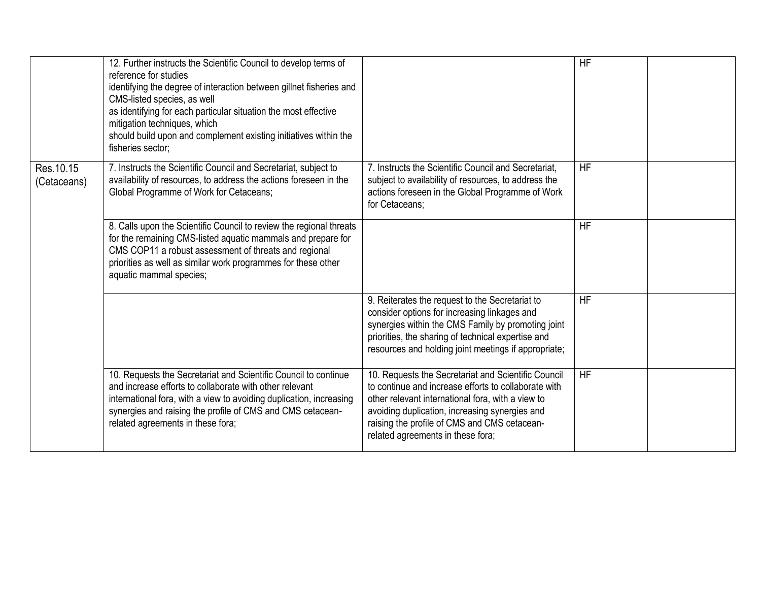| | | | | |
|---|---|---|---|---|
| | 12. Further instructs the Scientific Council to develop terms of reference for studies identifying the degree of interaction between gillnet fisheries and CMS-listed species, as well as identifying for each particular situation the most effective mitigation techniques, which should build upon and complement existing initiatives within the fisheries sector; | | HF | |
| Res.10.15 (Cetaceans) | 7. Instructs the Scientific Council and Secretariat, subject to availability of resources, to address the actions foreseen in the Global Programme of Work for Cetaceans; | 7. Instructs the Scientific Council and Secretariat, subject to availability of resources, to address the actions foreseen in the Global Programme of Work for Cetaceans; | HF | |
| | 8. Calls upon the Scientific Council to review the regional threats for the remaining CMS-listed aquatic mammals and prepare for CMS COP11 a robust assessment of threats and regional priorities as well as similar work programmes for these other aquatic mammal species; | | HF | |
| | | 9. Reiterates the request to the Secretariat to consider options for increasing linkages and synergies within the CMS Family by promoting joint priorities, the sharing of technical expertise and resources and holding joint meetings if appropriate; | HF | |
| | 10. Requests the Secretariat and Scientific Council to continue and increase efforts to collaborate with other relevant international fora, with a view to avoiding duplication, increasing synergies and raising the profile of CMS and CMS cetacean-related agreements in these fora; | 10. Requests the Secretariat and Scientific Council to continue and increase efforts to collaborate with other relevant international fora, with a view to avoiding duplication, increasing synergies and raising the profile of CMS and CMS cetacean-related agreements in these fora; | HF | |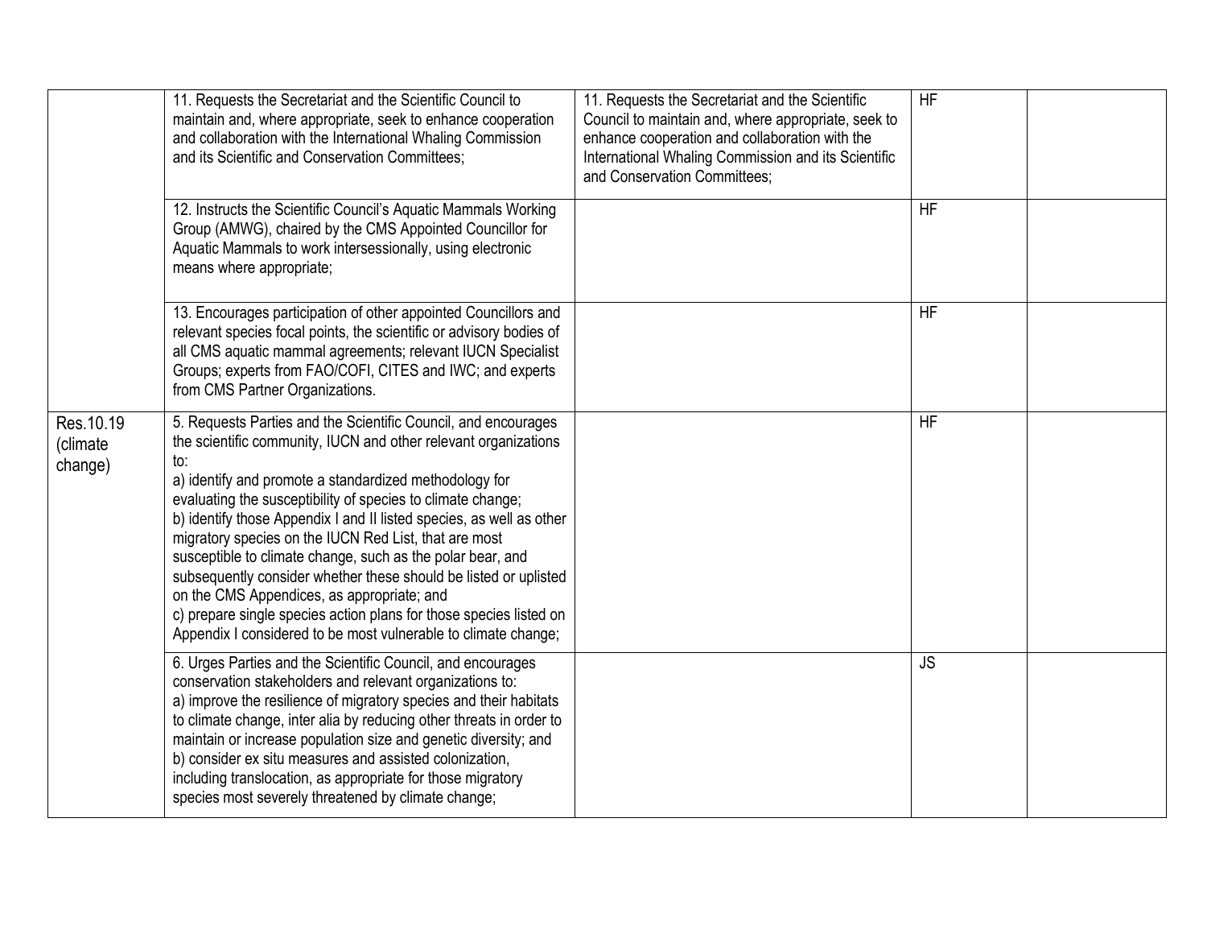| | | | | |
|---|---|---|---|---|
| | 11. Requests the Secretariat and the Scientific Council to maintain and, where appropriate, seek to enhance cooperation and collaboration with the International Whaling Commission and its Scientific and Conservation Committees; | 11. Requests the Secretariat and the Scientific Council to maintain and, where appropriate, seek to enhance cooperation and collaboration with the International Whaling Commission and its Scientific and Conservation Committees; | HF | |
| | 12. Instructs the Scientific Council's Aquatic Mammals Working Group (AMWG), chaired by the CMS Appointed Councillor for Aquatic Mammals to work intersessionally, using electronic means where appropriate; | | HF | |
| | 13. Encourages participation of other appointed Councillors and relevant species focal points, the scientific or advisory bodies of all CMS aquatic mammal agreements; relevant IUCN Specialist Groups; experts from FAO/COFI, CITES and IWC; and experts from CMS Partner Organizations. | | HF | |
| Res.10.19 (climate change) | 5. Requests Parties and the Scientific Council, and encourages the scientific community, IUCN and other relevant organizations to:<br>a) identify and promote a standardized methodology for evaluating the susceptibility of species to climate change;<br>b) identify those Appendix I and II listed species, as well as other migratory species on the IUCN Red List, that are most susceptible to climate change, such as the polar bear, and subsequently consider whether these should be listed or uplisted on the CMS Appendices, as appropriate; and<br>c) prepare single species action plans for those species listed on Appendix I considered to be most vulnerable to climate change; | | HF | |
| | 6. Urges Parties and the Scientific Council, and encourages conservation stakeholders and relevant organizations to:<br>a) improve the resilience of migratory species and their habitats to climate change, inter alia by reducing other threats in order to maintain or increase population size and genetic diversity; and<br>b) consider ex situ measures and assisted colonization, including translocation, as appropriate for those migratory species most severely threatened by climate change; | | JS | |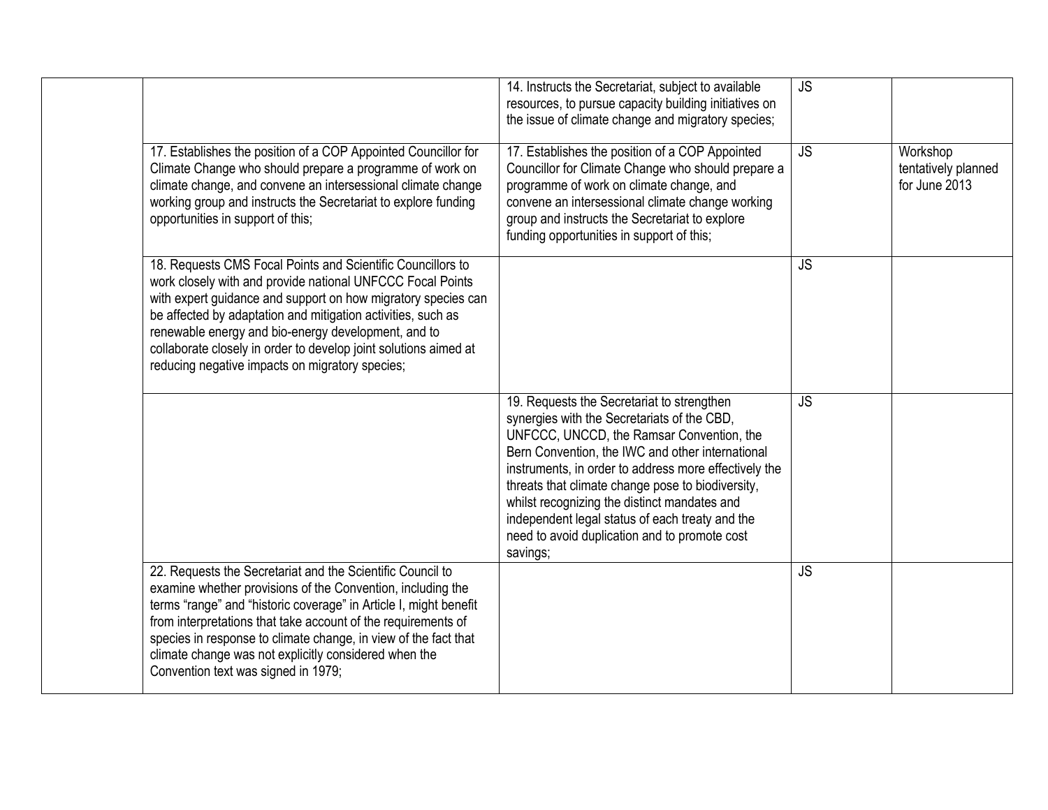| | | | | |
|---|---|---|---|---|
| | | 14. Instructs the Secretariat, subject to available resources, to pursue capacity building initiatives on the issue of climate change and migratory species; | JS | |
| | 17. Establishes the position of a COP Appointed Councillor for Climate Change who should prepare a programme of work on climate change, and convene an intersessional climate change working group and instructs the Secretariat to explore funding opportunities in support of this; | 17. Establishes the position of a COP Appointed Councillor for Climate Change who should prepare a programme of work on climate change, and convene an intersessional climate change working group and instructs the Secretariat to explore funding opportunities in support of this; | JS | Workshop tentatively planned for June 2013 |
| | 18. Requests CMS Focal Points and Scientific Councillors to work closely with and provide national UNFCCC Focal Points with expert guidance and support on how migratory species can be affected by adaptation and mitigation activities, such as renewable energy and bio-energy development, and to collaborate closely in order to develop joint solutions aimed at reducing negative impacts on migratory species; | | JS | |
| | | 19. Requests the Secretariat to strengthen synergies with the Secretariats of the CBD, UNFCCC, UNCCD, the Ramsar Convention, the Bern Convention, the IWC and other international instruments, in order to address more effectively the threats that climate change pose to biodiversity, whilst recognizing the distinct mandates and independent legal status of each treaty and the need to avoid duplication and to promote cost savings; | JS | |
| | 22. Requests the Secretariat and the Scientific Council to examine whether provisions of the Convention, including the terms "range" and "historic coverage" in Article I, might benefit from interpretations that take account of the requirements of species in response to climate change, in view of the fact that climate change was not explicitly considered when the Convention text was signed in 1979; | | JS | |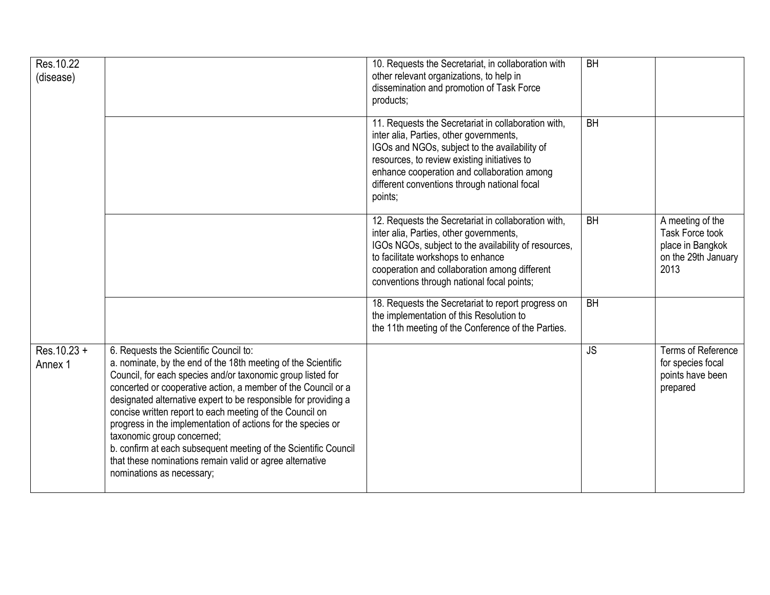| | | | | |
|---|---|---|---|---|
| Res.10.22 (disease) | | 10. Requests the Secretariat, in collaboration with other relevant organizations, to help in dissemination and promotion of Task Force products; | BH | |
| | | 11. Requests the Secretariat in collaboration with, inter alia, Parties, other governments, IGOs and NGOs, subject to the availability of resources, to review existing initiatives to enhance cooperation and collaboration among different conventions through national focal points; | BH | |
| | | 12. Requests the Secretariat in collaboration with, inter alia, Parties, other governments, IGOs NGOs, subject to the availability of resources, to facilitate workshops to enhance cooperation and collaboration among different conventions through national focal points; | BH | A meeting of the Task Force took place in Bangkok on the 29th January 2013 |
| | | 18. Requests the Secretariat to report progress on the implementation of this Resolution to the 11th meeting of the Conference of the Parties. | BH | |
| Res.10.23 + Annex 1 | 6. Requests the Scientific Council to:<br>a. nominate, by the end of the 18th meeting of the Scientific Council, for each species and/or taxonomic group listed for concerted or cooperative action, a member of the Council or a designated alternative expert to be responsible for providing a concise written report to each meeting of the Council on progress in the implementation of actions for the species or taxonomic group concerned;<br>b. confirm at each subsequent meeting of the Scientific Council that these nominations remain valid or agree alternative nominations as necessary; | | JS | Terms of Reference for species focal points have been prepared |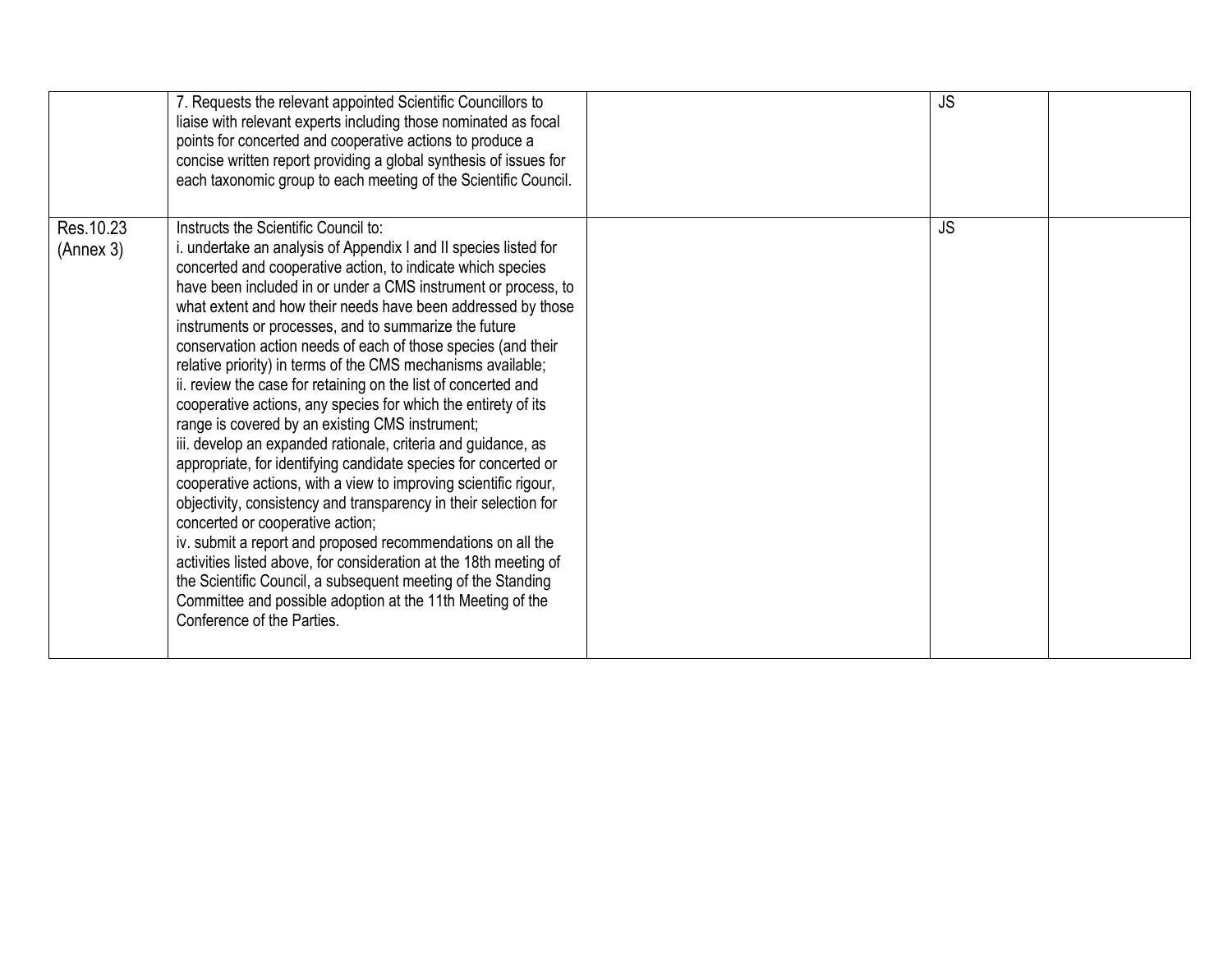| | | | | |
|---|---|---|---|---|
| | 7. Requests the relevant appointed Scientific Councillors to liaise with relevant experts including those nominated as focal points for concerted and cooperative actions to produce a concise written report providing a global synthesis of issues for each taxonomic group to each meeting of the Scientific Council. | | JS | |
| Res.10.23 (Annex 3) | Instructs the Scientific Council to:<br>i. undertake an analysis of Appendix I and II species listed for concerted and cooperative action, to indicate which species have been included in or under a CMS instrument or process, to what extent and how their needs have been addressed by those instruments or processes, and to summarize the future conservation action needs of each of those species (and their relative priority) in terms of the CMS mechanisms available;<br>ii. review the case for retaining on the list of concerted and cooperative actions, any species for which the entirety of its range is covered by an existing CMS instrument;<br>iii. develop an expanded rationale, criteria and guidance, as appropriate, for identifying candidate species for concerted or cooperative actions, with a view to improving scientific rigour, objectivity, consistency and transparency in their selection for concerted or cooperative action;<br>iv. submit a report and proposed recommendations on all the activities listed above, for consideration at the 18th meeting of the Scientific Council, a subsequent meeting of the Standing Committee and possible adoption at the 11th Meeting of the Conference of the Parties. | | JS | |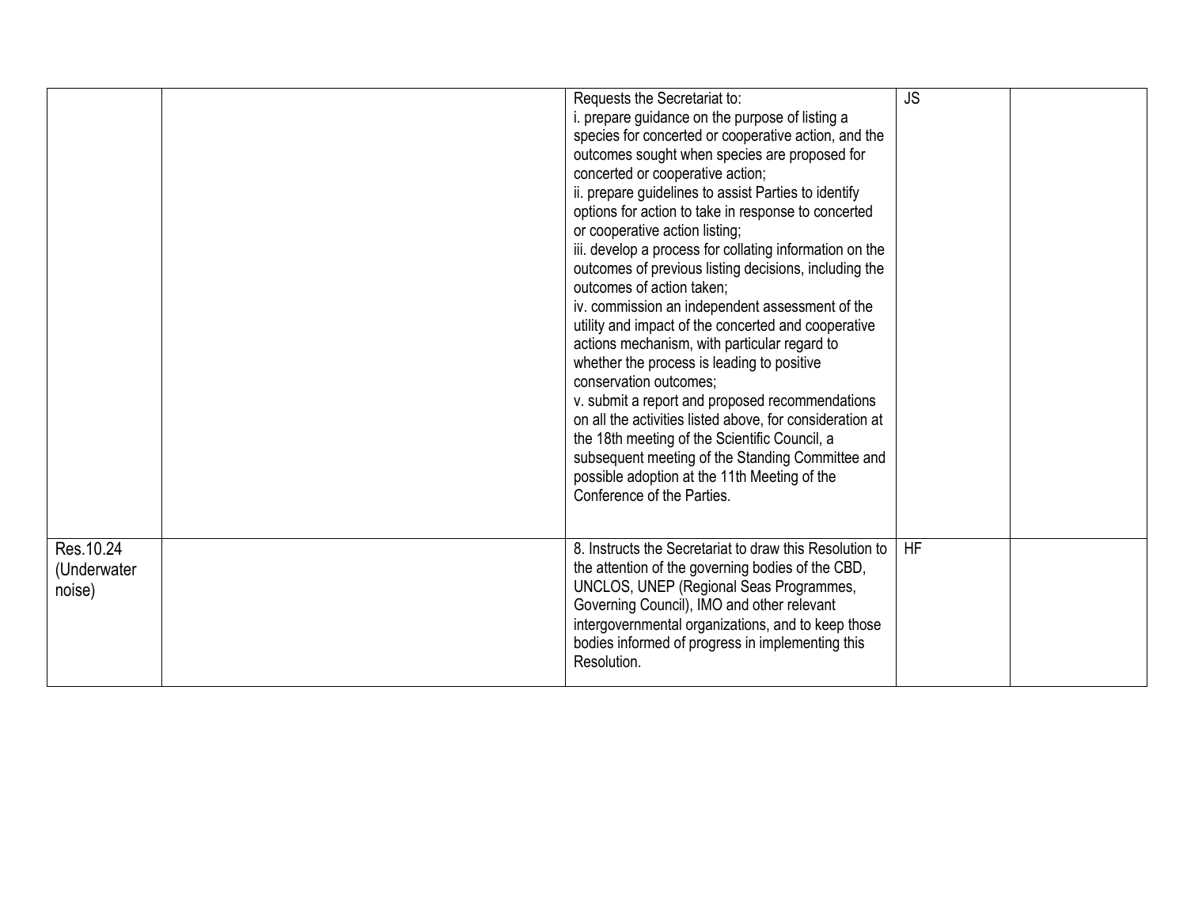| | | | | |
|---|---|---|---|---|
| | | Requests the Secretariat to:<br>i. prepare guidance on the purpose of listing a species for concerted or cooperative action, and the outcomes sought when species are proposed for concerted or cooperative action;<br>ii. prepare guidelines to assist Parties to identify options for action to take in response to concerted or cooperative action listing;<br>iii. develop a process for collating information on the outcomes of previous listing decisions, including the outcomes of action taken;<br>iv. commission an independent assessment of the utility and impact of the concerted and cooperative actions mechanism, with particular regard to whether the process is leading to positive conservation outcomes;<br>v. submit a report and proposed recommendations on all the activities listed above, for consideration at the 18th meeting of the Scientific Council, a subsequent meeting of the Standing Committee and possible adoption at the 11th Meeting of the Conference of the Parties. | JS | |
| Res.10.24 (Underwater noise) | | 8. Instructs the Secretariat to draw this Resolution to the attention of the governing bodies of the CBD, UNCLOS, UNEP (Regional Seas Programmes, Governing Council), IMO and other relevant intergovernmental organizations, and to keep those bodies informed of progress in implementing this Resolution. | HF | |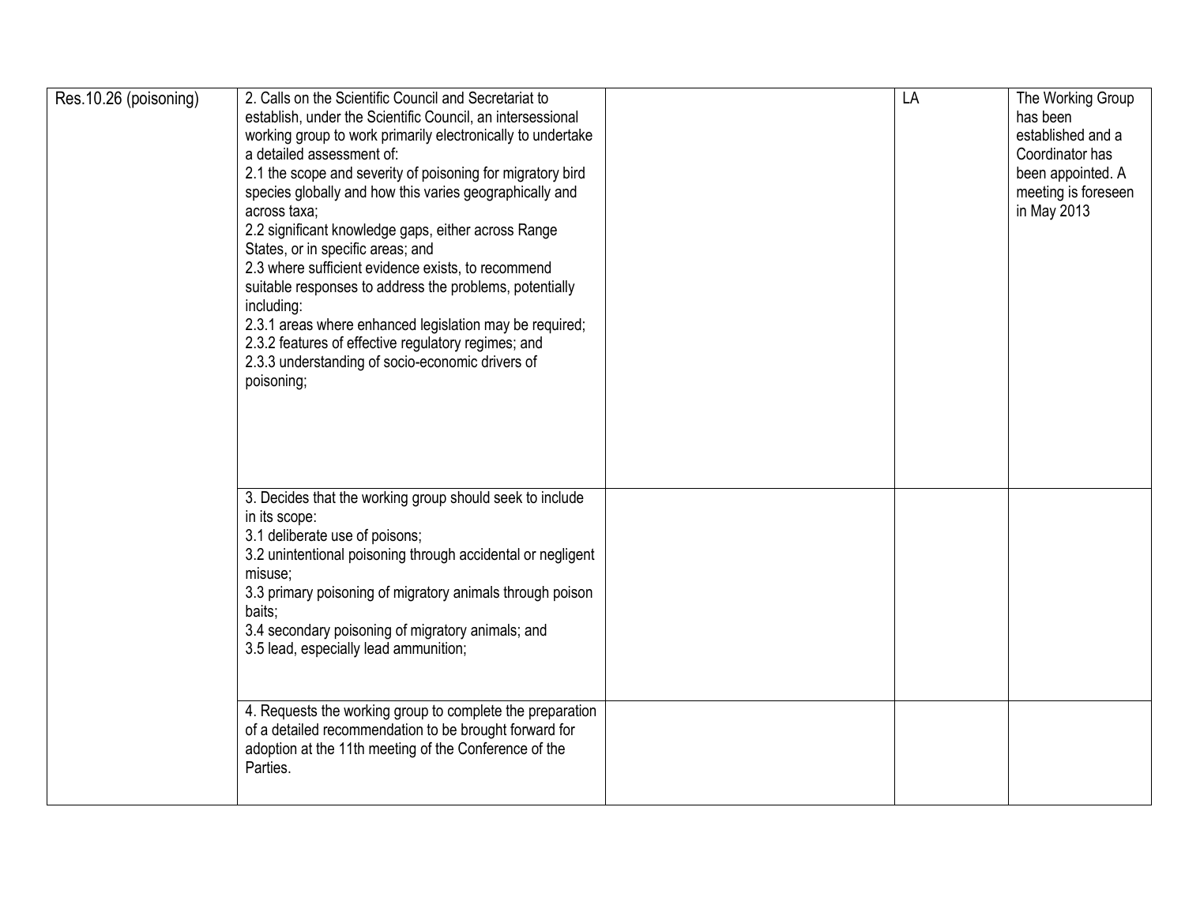| | | | | |
|---|---|---|---|---|
| Res.10.26 (poisoning) | 2. Calls on the Scientific Council and Secretariat to establish, under the Scientific Council, an intersessional working group to work primarily electronically to undertake a detailed assessment of:<br>2.1 the scope and severity of poisoning for migratory bird species globally and how this varies geographically and across taxa;<br>2.2 significant knowledge gaps, either across Range States, or in specific areas; and<br>2.3 where sufficient evidence exists, to recommend suitable responses to address the problems, potentially including:<br>2.3.1 areas where enhanced legislation may be required;<br>2.3.2 features of effective regulatory regimes; and<br>2.3.3 understanding of socio-economic drivers of poisoning; | | LA | The Working Group has been established and a Coordinator has been appointed. A meeting is foreseen in May 2013 |
| | 3. Decides that the working group should seek to include in its scope:<br>3.1 deliberate use of poisons;<br>3.2 unintentional poisoning through accidental or negligent misuse;<br>3.3 primary poisoning of migratory animals through poison baits;<br>3.4 secondary poisoning of migratory animals; and<br>3.5 lead, especially lead ammunition; | | | |
| | 4. Requests the working group to complete the preparation of a detailed recommendation to be brought forward for adoption at the 11th meeting of the Conference of the Parties. | | | |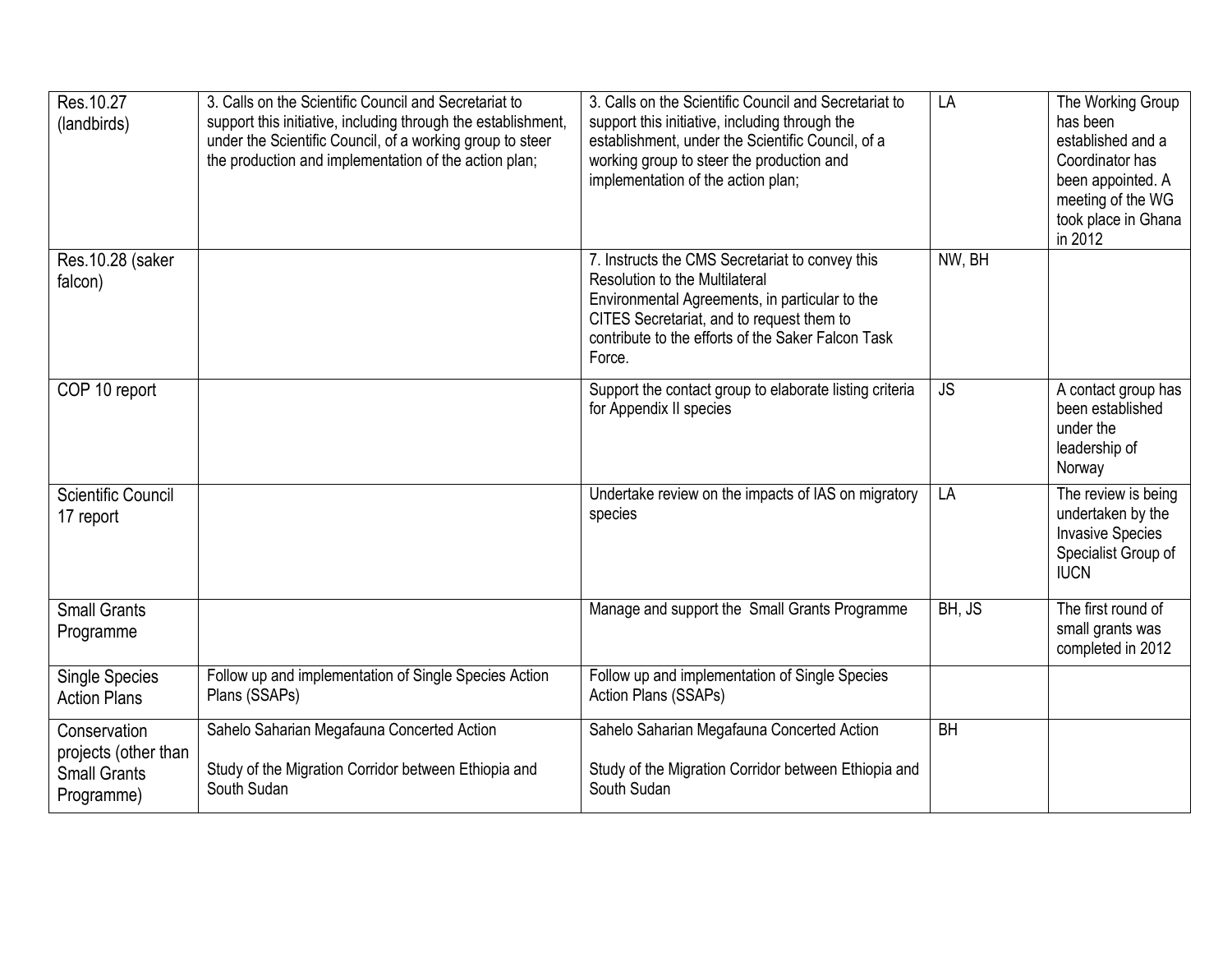| | | | | |
|---|---|---|---|---|
| Res.10.27 (landbirds) | 3. Calls on the Scientific Council and Secretariat to support this initiative, including through the establishment, under the Scientific Council, of a working group to steer the production and implementation of the action plan; | 3. Calls on the Scientific Council and Secretariat to support this initiative, including through the establishment, under the Scientific Council, of a working group to steer the production and implementation of the action plan; | LA | The Working Group has been established and a Coordinator has been appointed. A meeting of the WG took place in Ghana in 2012 |
| Res.10.28 (saker falcon) | | 7. Instructs the CMS Secretariat to convey this Resolution to the Multilateral Environmental Agreements, in particular to the CITES Secretariat, and to request them to contribute to the efforts of the Saker Falcon Task Force. | NW, BH | |
| COP 10 report | | Support the contact group to elaborate listing criteria for Appendix II species | JS | A contact group has been established under the leadership of Norway |
| Scientific Council 17 report | | Undertake review on the impacts of IAS on migratory species | LA | The review is being undertaken by the Invasive Species Specialist Group of IUCN |
| Small Grants Programme | | Manage and support the Small Grants Programme | BH, JS | The first round of small grants was completed in 2012 |
| Single Species Action Plans | Follow up and implementation of Single Species Action Plans (SSAPs) | Follow up and implementation of Single Species Action Plans (SSAPs) | | |
| Conservation projects (other than Small Grants Programme) | Sahelo Saharian Megafauna Concerted Action<br><br>Study of the Migration Corridor between Ethiopia and South Sudan | Sahelo Saharian Megafauna Concerted Action<br><br>Study of the Migration Corridor between Ethiopia and South Sudan | BH | |